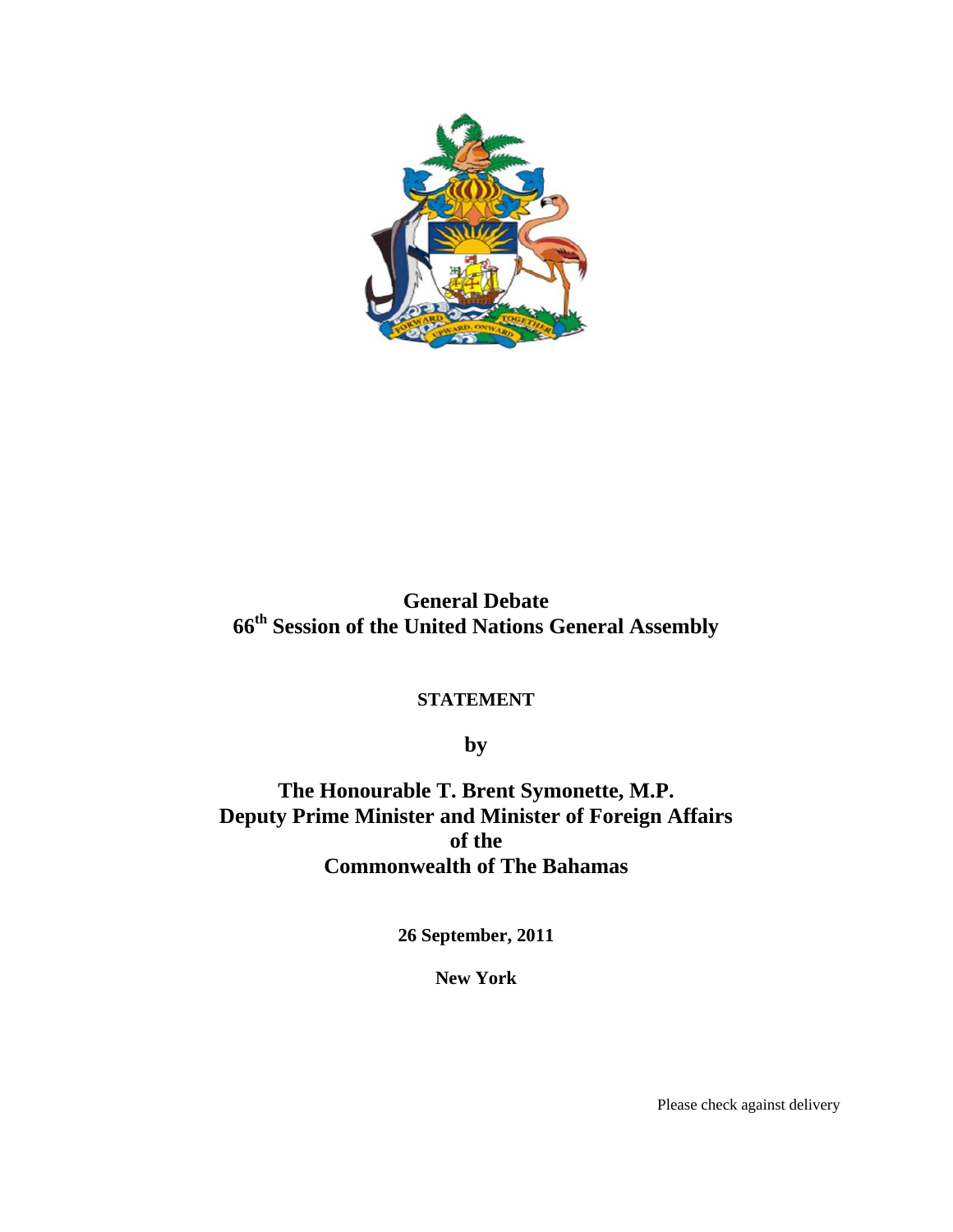**General Debate**
**66th Session of the United Nations General Assembly**

**STATEMENT**

**by**

**The Honourable T. Brent Symonette, M.P.**
**Deputy Prime Minister and Minister of Foreign Affairs**
**of the**
**Commonwealth of The Bahamas**

**26 September, 2011**

**New York**

Please check against delivery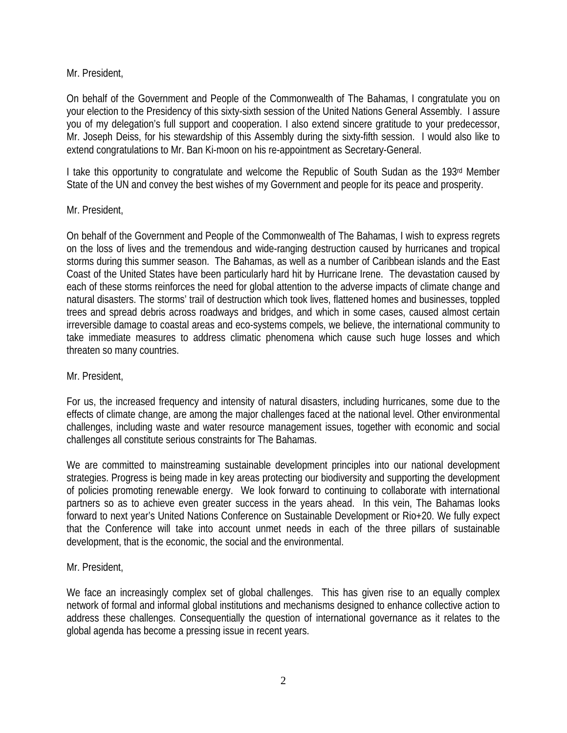Mr. President,

On behalf of the Government and People of the Commonwealth of The Bahamas, I congratulate you on your election to the Presidency of this sixty-sixth session of the United Nations General Assembly. I assure you of my delegation's full support and cooperation. I also extend sincere gratitude to your predecessor, Mr. Joseph Deiss, for his stewardship of this Assembly during the sixty-fifth session. I would also like to extend congratulations to Mr. Ban Ki-moon on his re-appointment as Secretary-General.

I take this opportunity to congratulate and welcome the Republic of South Sudan as the 193rd Member State of the UN and convey the best wishes of my Government and people for its peace and prosperity.

Mr. President,

On behalf of the Government and People of the Commonwealth of The Bahamas, I wish to express regrets on the loss of lives and the tremendous and wide-ranging destruction caused by hurricanes and tropical storms during this summer season. The Bahamas, as well as a number of Caribbean islands and the East Coast of the United States have been particularly hard hit by Hurricane Irene. The devastation caused by each of these storms reinforces the need for global attention to the adverse impacts of climate change and natural disasters. The storms' trail of destruction which took lives, flattened homes and businesses, toppled trees and spread debris across roadways and bridges, and which in some cases, caused almost certain irreversible damage to coastal areas and eco-systems compels, we believe, the international community to take immediate measures to address climatic phenomena which cause such huge losses and which threaten so many countries.

Mr. President,

For us, the increased frequency and intensity of natural disasters, including hurricanes, some due to the effects of climate change, are among the major challenges faced at the national level. Other environmental challenges, including waste and water resource management issues, together with economic and social challenges all constitute serious constraints for The Bahamas.

We are committed to mainstreaming sustainable development principles into our national development strategies. Progress is being made in key areas protecting our biodiversity and supporting the development of policies promoting renewable energy. We look forward to continuing to collaborate with international partners so as to achieve even greater success in the years ahead. In this vein, The Bahamas looks forward to next year's United Nations Conference on Sustainable Development or Rio+20. We fully expect that the Conference will take into account unmet needs in each of the three pillars of sustainable development, that is the economic, the social and the environmental.

Mr. President,

We face an increasingly complex set of global challenges. This has given rise to an equally complex network of formal and informal global institutions and mechanisms designed to enhance collective action to address these challenges. Consequentially the question of international governance as it relates to the global agenda has become a pressing issue in recent years.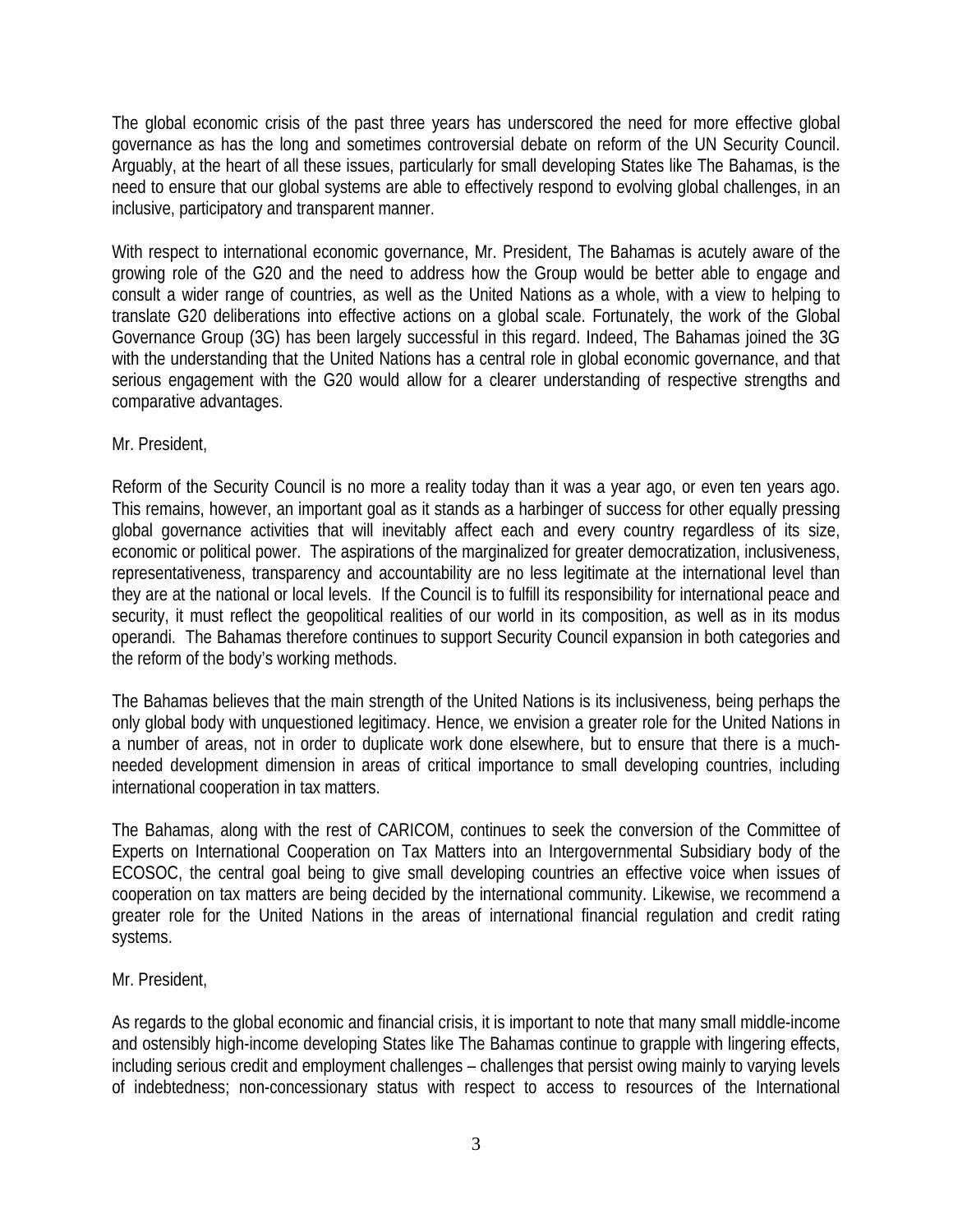The global economic crisis of the past three years has underscored the need for more effective global governance as has the long and sometimes controversial debate on reform of the UN Security Council. Arguably, at the heart of all these issues, particularly for small developing States like The Bahamas, is the need to ensure that our global systems are able to effectively respond to evolving global challenges, in an inclusive, participatory and transparent manner.

With respect to international economic governance, Mr. President, The Bahamas is acutely aware of the growing role of the G20 and the need to address how the Group would be better able to engage and consult a wider range of countries, as well as the United Nations as a whole, with a view to helping to translate G20 deliberations into effective actions on a global scale. Fortunately, the work of the Global Governance Group (3G) has been largely successful in this regard. Indeed, The Bahamas joined the 3G with the understanding that the United Nations has a central role in global economic governance, and that serious engagement with the G20 would allow for a clearer understanding of respective strengths and comparative advantages.

Mr. President,

Reform of the Security Council is no more a reality today than it was a year ago, or even ten years ago. This remains, however, an important goal as it stands as a harbinger of success for other equally pressing global governance activities that will inevitably affect each and every country regardless of its size, economic or political power. The aspirations of the marginalized for greater democratization, inclusiveness, representativeness, transparency and accountability are no less legitimate at the international level than they are at the national or local levels. If the Council is to fulfill its responsibility for international peace and security, it must reflect the geopolitical realities of our world in its composition, as well as in its modus operandi. The Bahamas therefore continues to support Security Council expansion in both categories and the reform of the body's working methods.

The Bahamas believes that the main strength of the United Nations is its inclusiveness, being perhaps the only global body with unquestioned legitimacy. Hence, we envision a greater role for the United Nations in a number of areas, not in order to duplicate work done elsewhere, but to ensure that there is a much-needed development dimension in areas of critical importance to small developing countries, including international cooperation in tax matters.

The Bahamas, along with the rest of CARICOM, continues to seek the conversion of the Committee of Experts on International Cooperation on Tax Matters into an Intergovernmental Subsidiary body of the ECOSOC, the central goal being to give small developing countries an effective voice when issues of cooperation on tax matters are being decided by the international community. Likewise, we recommend a greater role for the United Nations in the areas of international financial regulation and credit rating systems.

Mr. President,

As regards to the global economic and financial crisis, it is important to note that many small middle-income and ostensibly high-income developing States like The Bahamas continue to grapple with lingering effects, including serious credit and employment challenges – challenges that persist owing mainly to varying levels of indebtedness; non-concessionary status with respect to access to resources of the International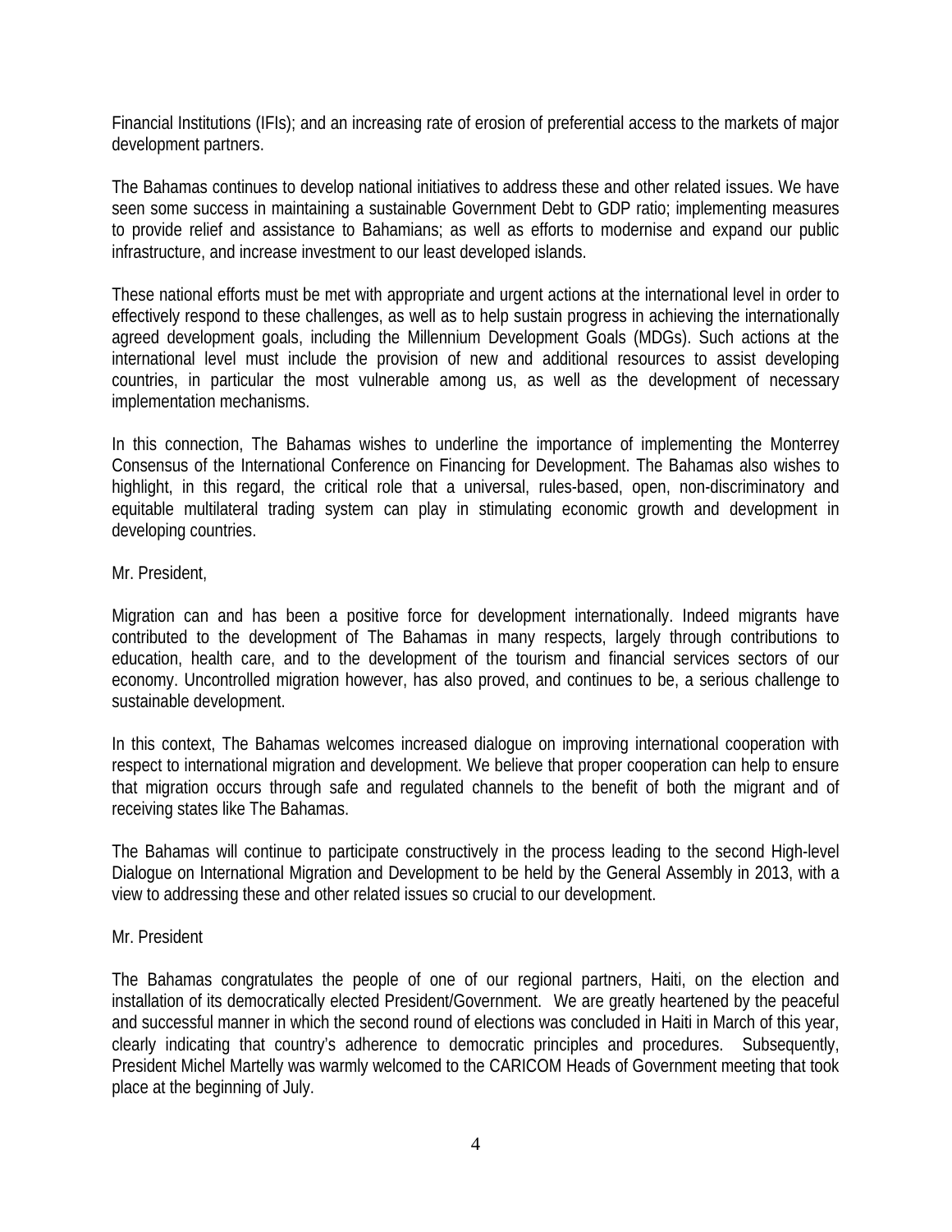Financial Institutions (IFIs); and an increasing rate of erosion of preferential access to the markets of major development partners.

The Bahamas continues to develop national initiatives to address these and other related issues. We have seen some success in maintaining a sustainable Government Debt to GDP ratio; implementing measures to provide relief and assistance to Bahamians; as well as efforts to modernise and expand our public infrastructure, and increase investment to our least developed islands.

These national efforts must be met with appropriate and urgent actions at the international level in order to effectively respond to these challenges, as well as to help sustain progress in achieving the internationally agreed development goals, including the Millennium Development Goals (MDGs). Such actions at the international level must include the provision of new and additional resources to assist developing countries, in particular the most vulnerable among us, as well as the development of necessary implementation mechanisms.

In this connection, The Bahamas wishes to underline the importance of implementing the Monterrey Consensus of the International Conference on Financing for Development. The Bahamas also wishes to highlight, in this regard, the critical role that a universal, rules-based, open, non-discriminatory and equitable multilateral trading system can play in stimulating economic growth and development in developing countries.

Mr. President,

Migration can and has been a positive force for development internationally. Indeed migrants have contributed to the development of The Bahamas in many respects, largely through contributions to education, health care, and to the development of the tourism and financial services sectors of our economy. Uncontrolled migration however, has also proved, and continues to be, a serious challenge to sustainable development.

In this context, The Bahamas welcomes increased dialogue on improving international cooperation with respect to international migration and development. We believe that proper cooperation can help to ensure that migration occurs through safe and regulated channels to the benefit of both the migrant and of receiving states like The Bahamas.

The Bahamas will continue to participate constructively in the process leading to the second High-level Dialogue on International Migration and Development to be held by the General Assembly in 2013, with a view to addressing these and other related issues so crucial to our development.

Mr. President

The Bahamas congratulates the people of one of our regional partners, Haiti, on the election and installation of its democratically elected President/Government. We are greatly heartened by the peaceful and successful manner in which the second round of elections was concluded in Haiti in March of this year, clearly indicating that country's adherence to democratic principles and procedures. Subsequently, President Michel Martelly was warmly welcomed to the CARICOM Heads of Government meeting that took place at the beginning of July.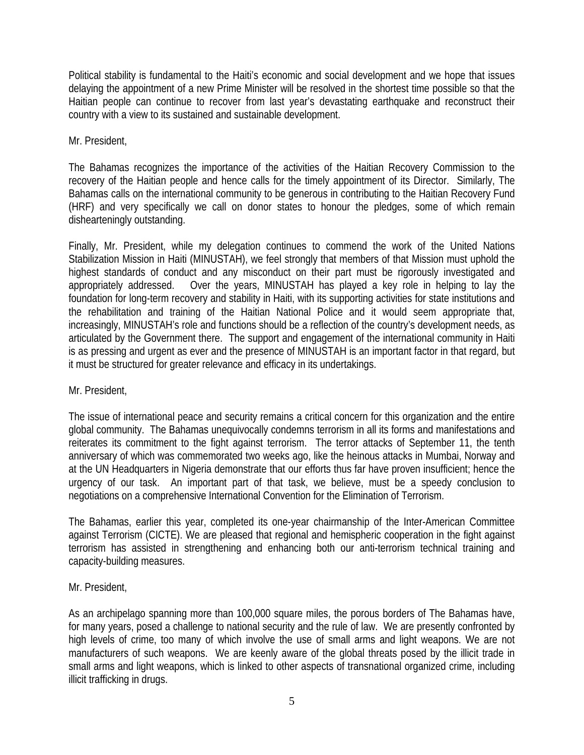Political stability is fundamental to the Haiti's economic and social development and we hope that issues delaying the appointment of a new Prime Minister will be resolved in the shortest time possible so that the Haitian people can continue to recover from last year's devastating earthquake and reconstruct their country with a view to its sustained and sustainable development.

Mr. President,

The Bahamas recognizes the importance of the activities of the Haitian Recovery Commission to the recovery of the Haitian people and hence calls for the timely appointment of its Director. Similarly, The Bahamas calls on the international community to be generous in contributing to the Haitian Recovery Fund (HRF) and very specifically we call on donor states to honour the pledges, some of which remain dishearteningly outstanding.

Finally, Mr. President, while my delegation continues to commend the work of the United Nations Stabilization Mission in Haiti (MINUSTAH), we feel strongly that members of that Mission must uphold the highest standards of conduct and any misconduct on their part must be rigorously investigated and appropriately addressed. Over the years, MINUSTAH has played a key role in helping to lay the foundation for long-term recovery and stability in Haiti, with its supporting activities for state institutions and the rehabilitation and training of the Haitian National Police and it would seem appropriate that, increasingly, MINUSTAH's role and functions should be a reflection of the country's development needs, as articulated by the Government there. The support and engagement of the international community in Haiti is as pressing and urgent as ever and the presence of MINUSTAH is an important factor in that regard, but it must be structured for greater relevance and efficacy in its undertakings.

Mr. President,

The issue of international peace and security remains a critical concern for this organization and the entire global community. The Bahamas unequivocally condemns terrorism in all its forms and manifestations and reiterates its commitment to the fight against terrorism. The terror attacks of September 11, the tenth anniversary of which was commemorated two weeks ago, like the heinous attacks in Mumbai, Norway and at the UN Headquarters in Nigeria demonstrate that our efforts thus far have proven insufficient; hence the urgency of our task. An important part of that task, we believe, must be a speedy conclusion to negotiations on a comprehensive International Convention for the Elimination of Terrorism.

The Bahamas, earlier this year, completed its one-year chairmanship of the Inter-American Committee against Terrorism (CICTE). We are pleased that regional and hemispheric cooperation in the fight against terrorism has assisted in strengthening and enhancing both our anti-terrorism technical training and capacity-building measures.

Mr. President,

As an archipelago spanning more than 100,000 square miles, the porous borders of The Bahamas have, for many years, posed a challenge to national security and the rule of law. We are presently confronted by high levels of crime, too many of which involve the use of small arms and light weapons. We are not manufacturers of such weapons. We are keenly aware of the global threats posed by the illicit trade in small arms and light weapons, which is linked to other aspects of transnational organized crime, including illicit trafficking in drugs.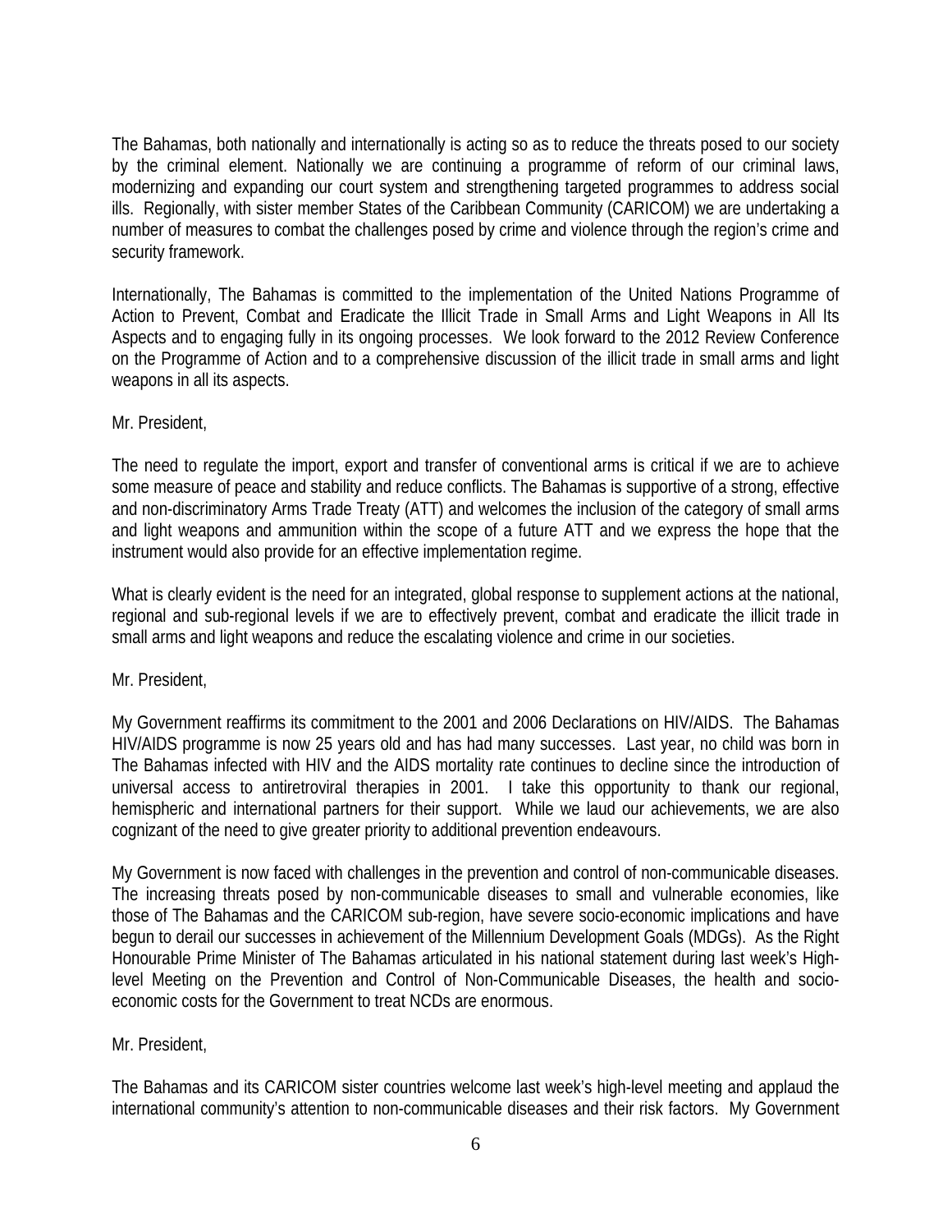The Bahamas, both nationally and internationally is acting so as to reduce the threats posed to our society by the criminal element. Nationally we are continuing a programme of reform of our criminal laws, modernizing and expanding our court system and strengthening targeted programmes to address social ills. Regionally, with sister member States of the Caribbean Community (CARICOM) we are undertaking a number of measures to combat the challenges posed by crime and violence through the region's crime and security framework.

Internationally, The Bahamas is committed to the implementation of the United Nations Programme of Action to Prevent, Combat and Eradicate the Illicit Trade in Small Arms and Light Weapons in All Its Aspects and to engaging fully in its ongoing processes. We look forward to the 2012 Review Conference on the Programme of Action and to a comprehensive discussion of the illicit trade in small arms and light weapons in all its aspects.

Mr. President,

The need to regulate the import, export and transfer of conventional arms is critical if we are to achieve some measure of peace and stability and reduce conflicts. The Bahamas is supportive of a strong, effective and non-discriminatory Arms Trade Treaty (ATT) and welcomes the inclusion of the category of small arms and light weapons and ammunition within the scope of a future ATT and we express the hope that the instrument would also provide for an effective implementation regime.

What is clearly evident is the need for an integrated, global response to supplement actions at the national, regional and sub-regional levels if we are to effectively prevent, combat and eradicate the illicit trade in small arms and light weapons and reduce the escalating violence and crime in our societies.

Mr. President,

My Government reaffirms its commitment to the 2001 and 2006 Declarations on HIV/AIDS. The Bahamas HIV/AIDS programme is now 25 years old and has had many successes. Last year, no child was born in The Bahamas infected with HIV and the AIDS mortality rate continues to decline since the introduction of universal access to antiretroviral therapies in 2001. I take this opportunity to thank our regional, hemispheric and international partners for their support. While we laud our achievements, we are also cognizant of the need to give greater priority to additional prevention endeavours.

My Government is now faced with challenges in the prevention and control of non-communicable diseases. The increasing threats posed by non-communicable diseases to small and vulnerable economies, like those of The Bahamas and the CARICOM sub-region, have severe socio-economic implications and have begun to derail our successes in achievement of the Millennium Development Goals (MDGs). As the Right Honourable Prime Minister of The Bahamas articulated in his national statement during last week's High-level Meeting on the Prevention and Control of Non-Communicable Diseases, the health and socio-economic costs for the Government to treat NCDs are enormous.

Mr. President,

The Bahamas and its CARICOM sister countries welcome last week's high-level meeting and applaud the international community's attention to non-communicable diseases and their risk factors. My Government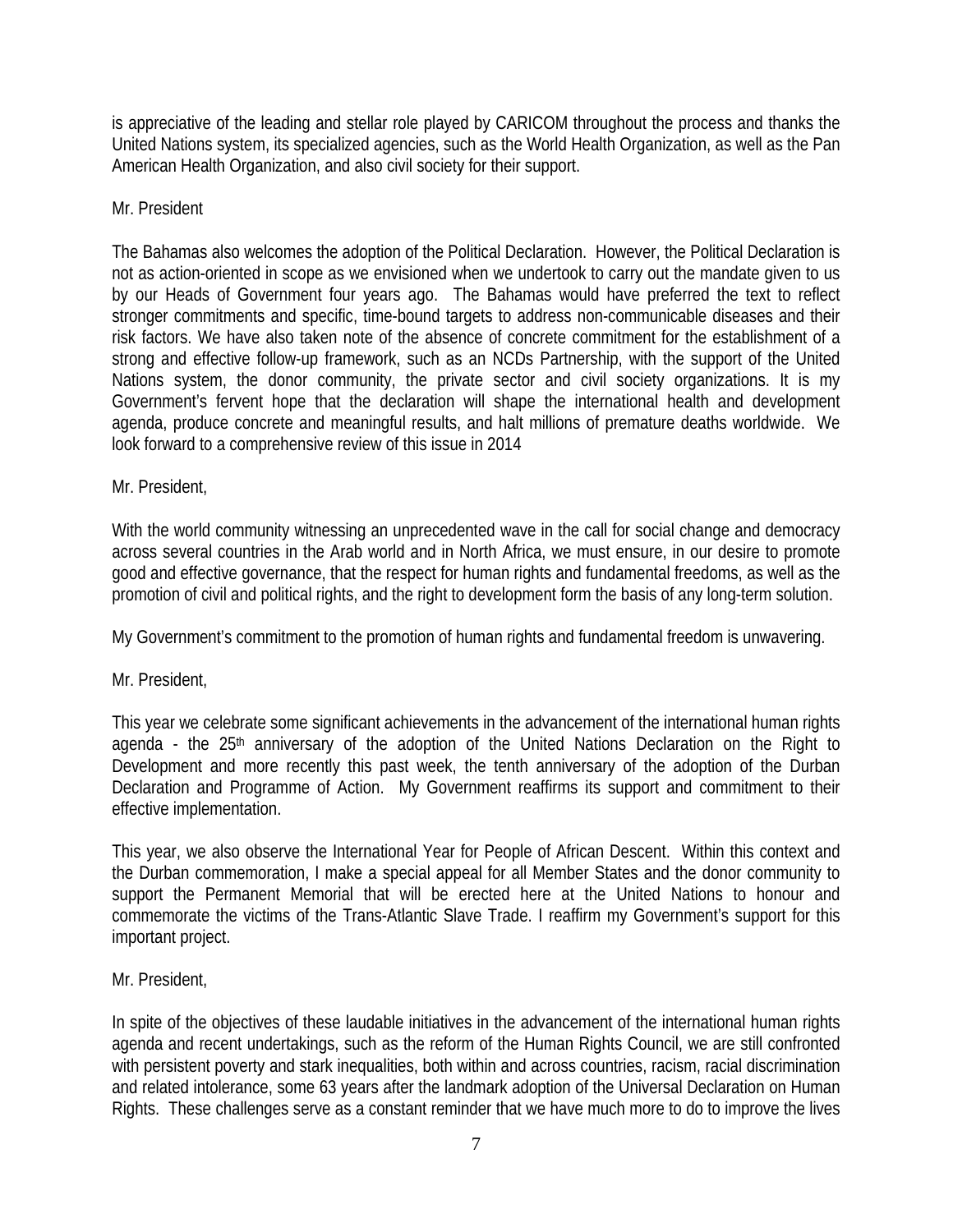is appreciative of the leading and stellar role played by CARICOM throughout the process and thanks the United Nations system, its specialized agencies, such as the World Health Organization, as well as the Pan American Health Organization, and also civil society for their support.

Mr. President

The Bahamas also welcomes the adoption of the Political Declaration. However, the Political Declaration is not as action-oriented in scope as we envisioned when we undertook to carry out the mandate given to us by our Heads of Government four years ago. The Bahamas would have preferred the text to reflect stronger commitments and specific, time-bound targets to address non-communicable diseases and their risk factors. We have also taken note of the absence of concrete commitment for the establishment of a strong and effective follow-up framework, such as an NCDs Partnership, with the support of the United Nations system, the donor community, the private sector and civil society organizations. It is my Government's fervent hope that the declaration will shape the international health and development agenda, produce concrete and meaningful results, and halt millions of premature deaths worldwide. We look forward to a comprehensive review of this issue in 2014

Mr. President,

With the world community witnessing an unprecedented wave in the call for social change and democracy across several countries in the Arab world and in North Africa, we must ensure, in our desire to promote good and effective governance, that the respect for human rights and fundamental freedoms, as well as the promotion of civil and political rights, and the right to development form the basis of any long-term solution.

My Government's commitment to the promotion of human rights and fundamental freedom is unwavering.

Mr. President,

This year we celebrate some significant achievements in the advancement of the international human rights agenda - the 25th anniversary of the adoption of the United Nations Declaration on the Right to Development and more recently this past week, the tenth anniversary of the adoption of the Durban Declaration and Programme of Action. My Government reaffirms its support and commitment to their effective implementation.

This year, we also observe the International Year for People of African Descent. Within this context and the Durban commemoration, I make a special appeal for all Member States and the donor community to support the Permanent Memorial that will be erected here at the United Nations to honour and commemorate the victims of the Trans-Atlantic Slave Trade. I reaffirm my Government's support for this important project.

Mr. President,

In spite of the objectives of these laudable initiatives in the advancement of the international human rights agenda and recent undertakings, such as the reform of the Human Rights Council, we are still confronted with persistent poverty and stark inequalities, both within and across countries, racism, racial discrimination and related intolerance, some 63 years after the landmark adoption of the Universal Declaration on Human Rights. These challenges serve as a constant reminder that we have much more to do to improve the lives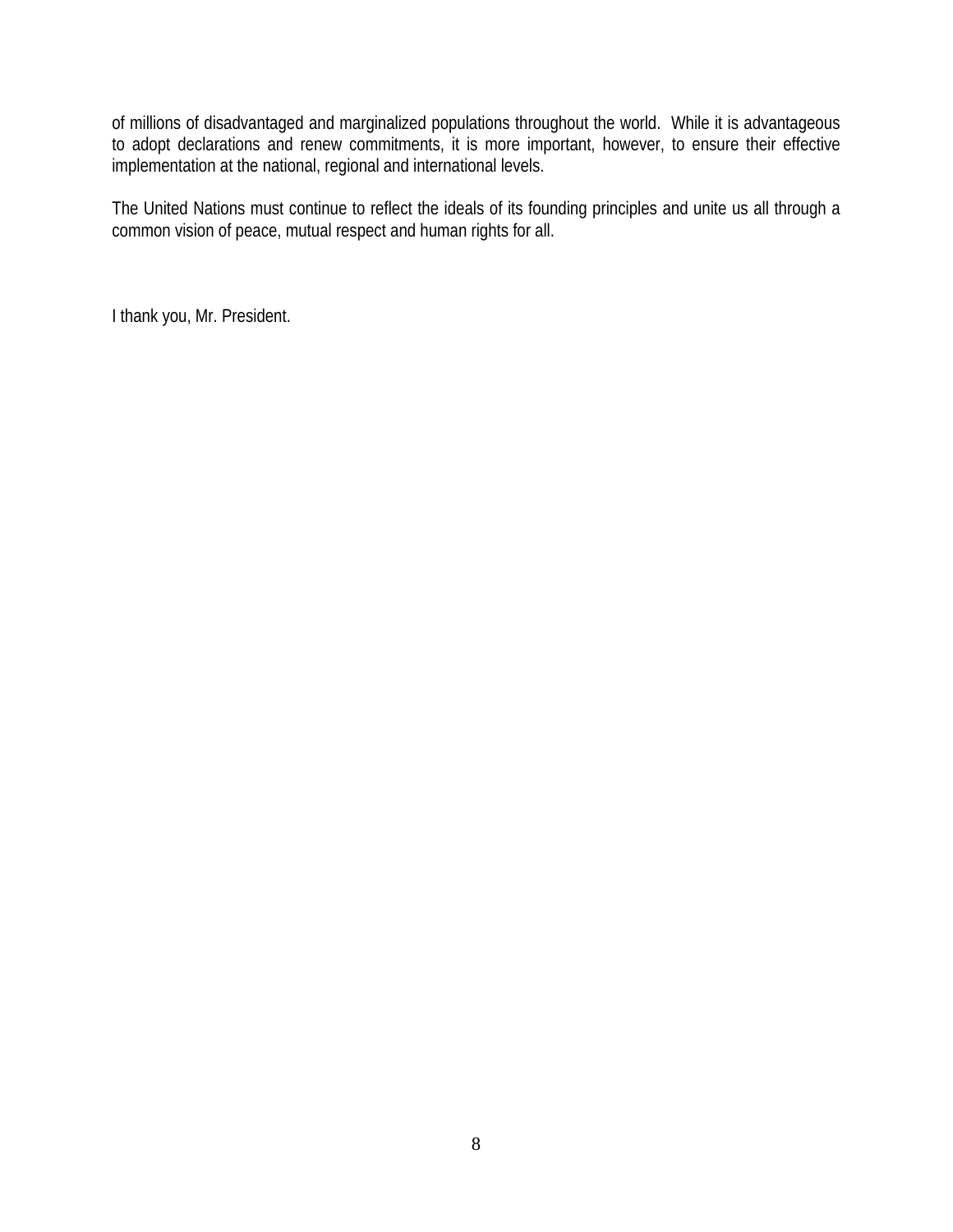of millions of disadvantaged and marginalized populations throughout the world. While it is advantageous to adopt declarations and renew commitments, it is more important, however, to ensure their effective implementation at the national, regional and international levels.

The United Nations must continue to reflect the ideals of its founding principles and unite us all through a common vision of peace, mutual respect and human rights for all.

I thank you, Mr. President.